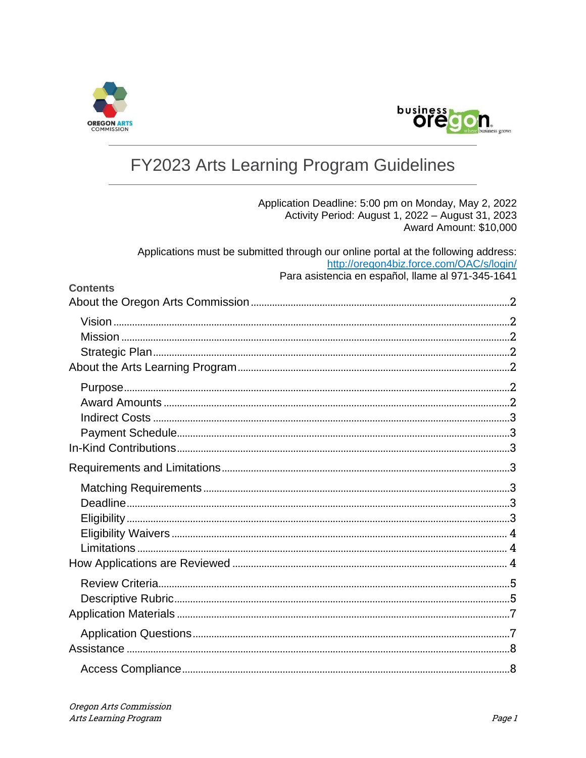# FY2023 Arts Learning Program Guidelines

Application Deadline: 5:00 pm on Monday, May 2, 2022
Activity Period: August 1, 2022 – August 31, 2023
Award Amount: $10,000

Applications must be submitted through our online portal at the following address: http://oregon4biz.force.com/OAC/s/login/
Para asistencia en español, llame al 971-345-1641

**Contents**

About the Oregon Arts Commission ..... 2
- Vision ..... 2
- Mission ..... 2
- Strategic Plan ..... 2

About the Arts Learning Program ..... 2
- Purpose ..... 2
- Award Amounts ..... 2
- Indirect Costs ..... 3
- Payment Schedule ..... 3

In-Kind Contributions ..... 3

Requirements and Limitations ..... 3
- Matching Requirements ..... 3
- Deadline ..... 3
- Eligibility ..... 3
- Eligibility Waivers ..... 4
- Limitations ..... 4

How Applications are Reviewed ..... 4
- Review Criteria ..... 5
- Descriptive Rubric ..... 5

Application Materials ..... 7
- Application Questions ..... 7

Assistance ..... 8
- Access Compliance ..... 8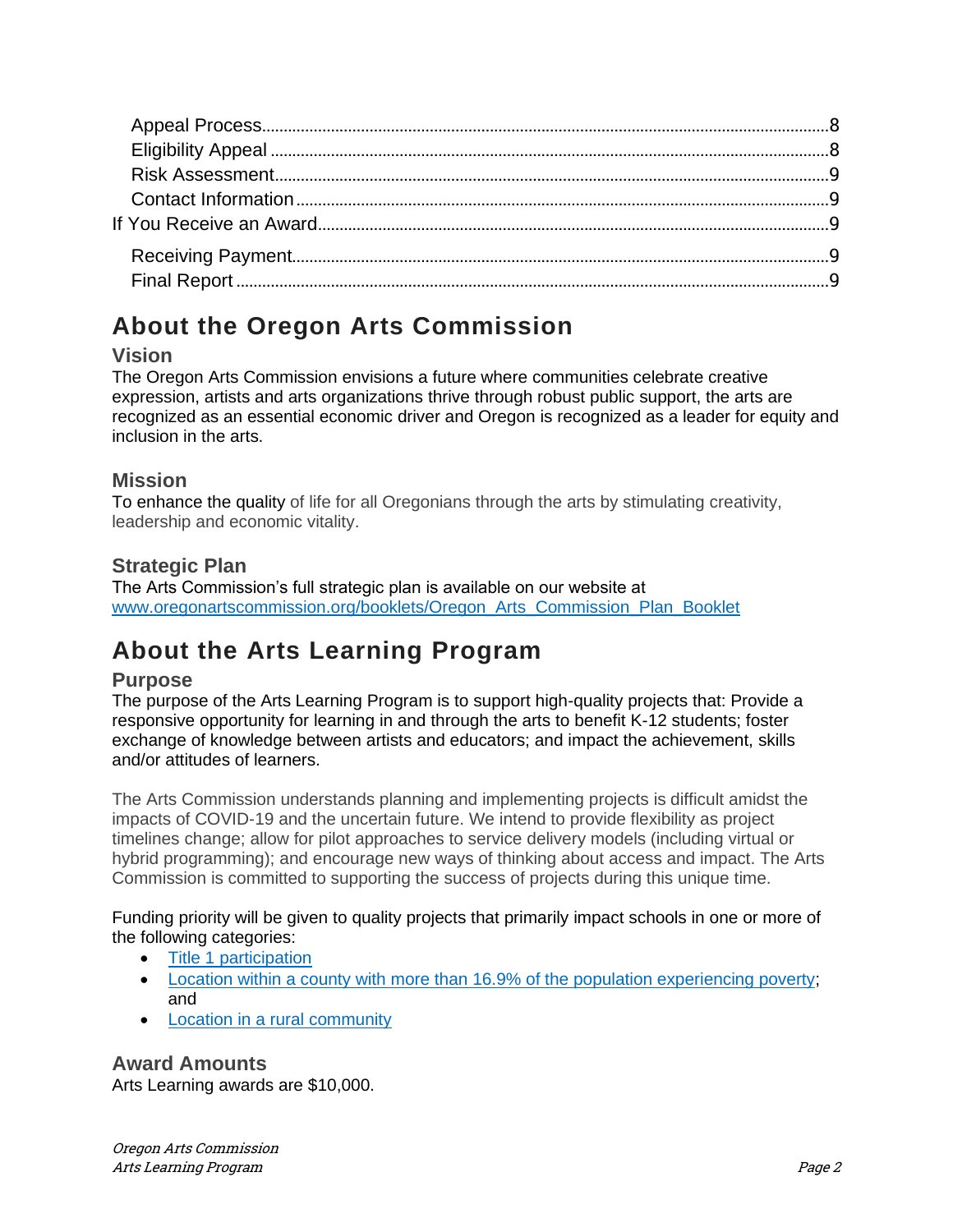Appeal Process.........8
Eligibility Appeal.........8
Risk Assessment.........9
Contact Information.........9
If You Receive an Award.........9
Receiving Payment.........9
Final Report.........9

# About the Oregon Arts Commission

## Vision

The Oregon Arts Commission envisions a future where communities celebrate creative expression, artists and arts organizations thrive through robust public support, the arts are recognized as an essential economic driver and Oregon is recognized as a leader for equity and inclusion in the arts.

## Mission

To enhance the quality of life for all Oregonians through the arts by stimulating creativity, leadership and economic vitality.

## Strategic Plan

The Arts Commission's full strategic plan is available on our website at [www.oregonartscommission.org/booklets/Oregon_Arts_Commission_Plan_Booklet](www.oregonartscommission.org/booklets/Oregon_Arts_Commission_Plan_Booklet)

# About the Arts Learning Program

## Purpose

The purpose of the Arts Learning Program is to support high-quality projects that: Provide a responsive opportunity for learning in and through the arts to benefit K-12 students; foster exchange of knowledge between artists and educators; and impact the achievement, skills and/or attitudes of learners.

The Arts Commission understands planning and implementing projects is difficult amidst the impacts of COVID-19 and the uncertain future. We intend to provide flexibility as project timelines change; allow for pilot approaches to service delivery models (including virtual or hybrid programming); and encourage new ways of thinking about access and impact. The Arts Commission is committed to supporting the success of projects during this unique time.

Funding priority will be given to quality projects that primarily impact schools in one or more of the following categories:

- Title 1 participation
- Location within a county with more than 16.9% of the population experiencing poverty; and
- Location in a rural community

## Award Amounts

Arts Learning awards are $10,000.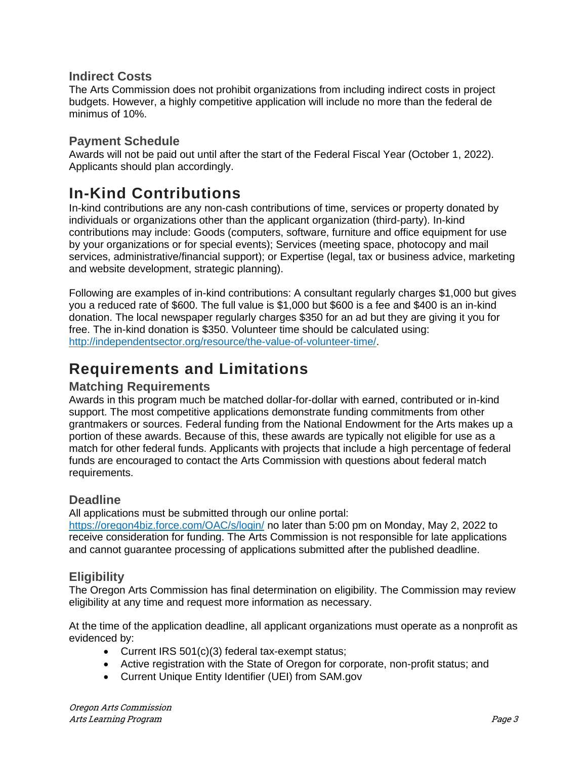### Indirect Costs

The Arts Commission does not prohibit organizations from including indirect costs in project budgets. However, a highly competitive application will include no more than the federal de minimus of 10%.

### Payment Schedule

Awards will not be paid out until after the start of the Federal Fiscal Year (October 1, 2022). Applicants should plan accordingly.

## In-Kind Contributions

In-kind contributions are any non-cash contributions of time, services or property donated by individuals or organizations other than the applicant organization (third-party). In-kind contributions may include: Goods (computers, software, furniture and office equipment for use by your organizations or for special events); Services (meeting space, photocopy and mail services, administrative/financial support); or Expertise (legal, tax or business advice, marketing and website development, strategic planning).

Following are examples of in-kind contributions: A consultant regularly charges $1,000 but gives you a reduced rate of $600. The full value is $1,000 but $600 is a fee and $400 is an in-kind donation. The local newspaper regularly charges $350 for an ad but they are giving it you for free. The in-kind donation is $350. Volunteer time should be calculated using: http://independentsector.org/resource/the-value-of-volunteer-time/.

## Requirements and Limitations

### Matching Requirements

Awards in this program much be matched dollar-for-dollar with earned, contributed or in-kind support. The most competitive applications demonstrate funding commitments from other grantmakers or sources. Federal funding from the National Endowment for the Arts makes up a portion of these awards. Because of this, these awards are typically not eligible for use as a match for other federal funds. Applicants with projects that include a high percentage of federal funds are encouraged to contact the Arts Commission with questions about federal match requirements.

### Deadline

All applications must be submitted through our online portal: https://oregon4biz.force.com/OAC/s/login/ no later than 5:00 pm on Monday, May 2, 2022 to receive consideration for funding. The Arts Commission is not responsible for late applications and cannot guarantee processing of applications submitted after the published deadline.

### Eligibility

The Oregon Arts Commission has final determination on eligibility. The Commission may review eligibility at any time and request more information as necessary.

At the time of the application deadline, all applicant organizations must operate as a nonprofit as evidenced by:

- Current IRS 501(c)(3) federal tax-exempt status;
- Active registration with the State of Oregon for corporate, non-profit status; and
- Current Unique Entity Identifier (UEI) from SAM.gov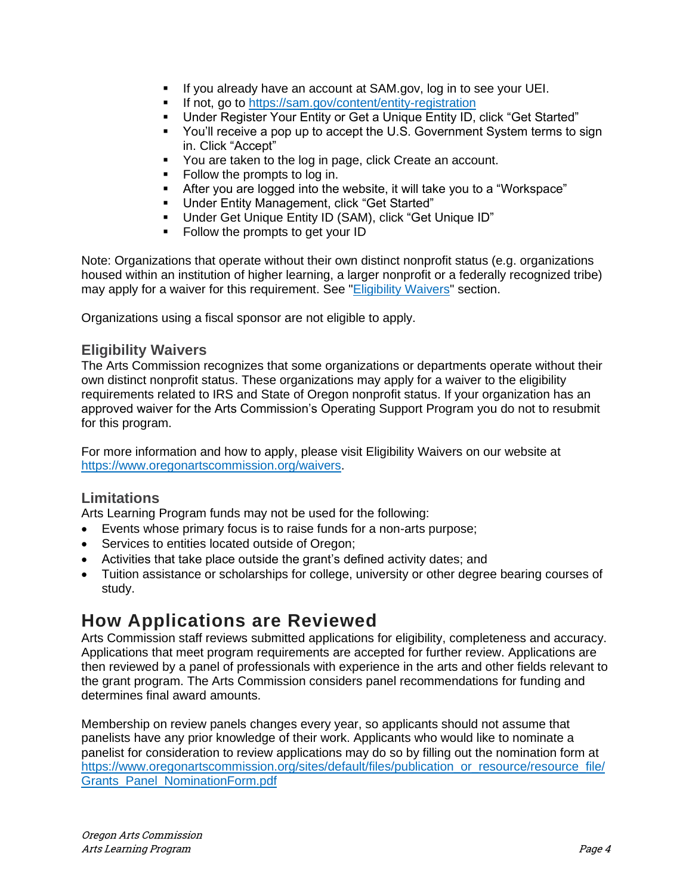- If you already have an account at SAM.gov, log in to see your UEI.
- If not, go to https://sam.gov/content/entity-registration
- Under Register Your Entity or Get a Unique Entity ID, click "Get Started"
- You'll receive a pop up to accept the U.S. Government System terms to sign in. Click "Accept"
- You are taken to the log in page, click Create an account.
- Follow the prompts to log in.
- After you are logged into the website, it will take you to a "Workspace"
- Under Entity Management, click "Get Started"
- Under Get Unique Entity ID (SAM), click "Get Unique ID"
- Follow the prompts to get your ID

Note: Organizations that operate without their own distinct nonprofit status (e.g. organizations housed within an institution of higher learning, a larger nonprofit or a federally recognized tribe) may apply for a waiver for this requirement. See "Eligibility Waivers" section.

Organizations using a fiscal sponsor are not eligible to apply.

### Eligibility Waivers

The Arts Commission recognizes that some organizations or departments operate without their own distinct nonprofit status. These organizations may apply for a waiver to the eligibility requirements related to IRS and State of Oregon nonprofit status. If your organization has an approved waiver for the Arts Commission's Operating Support Program you do not to resubmit for this program.

For more information and how to apply, please visit Eligibility Waivers on our website at https://www.oregonartscommission.org/waivers.

### Limitations

Arts Learning Program funds may not be used for the following:

- Events whose primary focus is to raise funds for a non-arts purpose;
- Services to entities located outside of Oregon;
- Activities that take place outside the grant's defined activity dates; and
- Tuition assistance or scholarships for college, university or other degree bearing courses of study.

## How Applications are Reviewed

Arts Commission staff reviews submitted applications for eligibility, completeness and accuracy. Applications that meet program requirements are accepted for further review. Applications are then reviewed by a panel of professionals with experience in the arts and other fields relevant to the grant program. The Arts Commission considers panel recommendations for funding and determines final award amounts.

Membership on review panels changes every year, so applicants should not assume that panelists have any prior knowledge of their work. Applicants who would like to nominate a panelist for consideration to review applications may do so by filling out the nomination form at https://www.oregonartscommission.org/sites/default/files/publication_or_resource/resource_file/Grants_Panel_NominationForm.pdf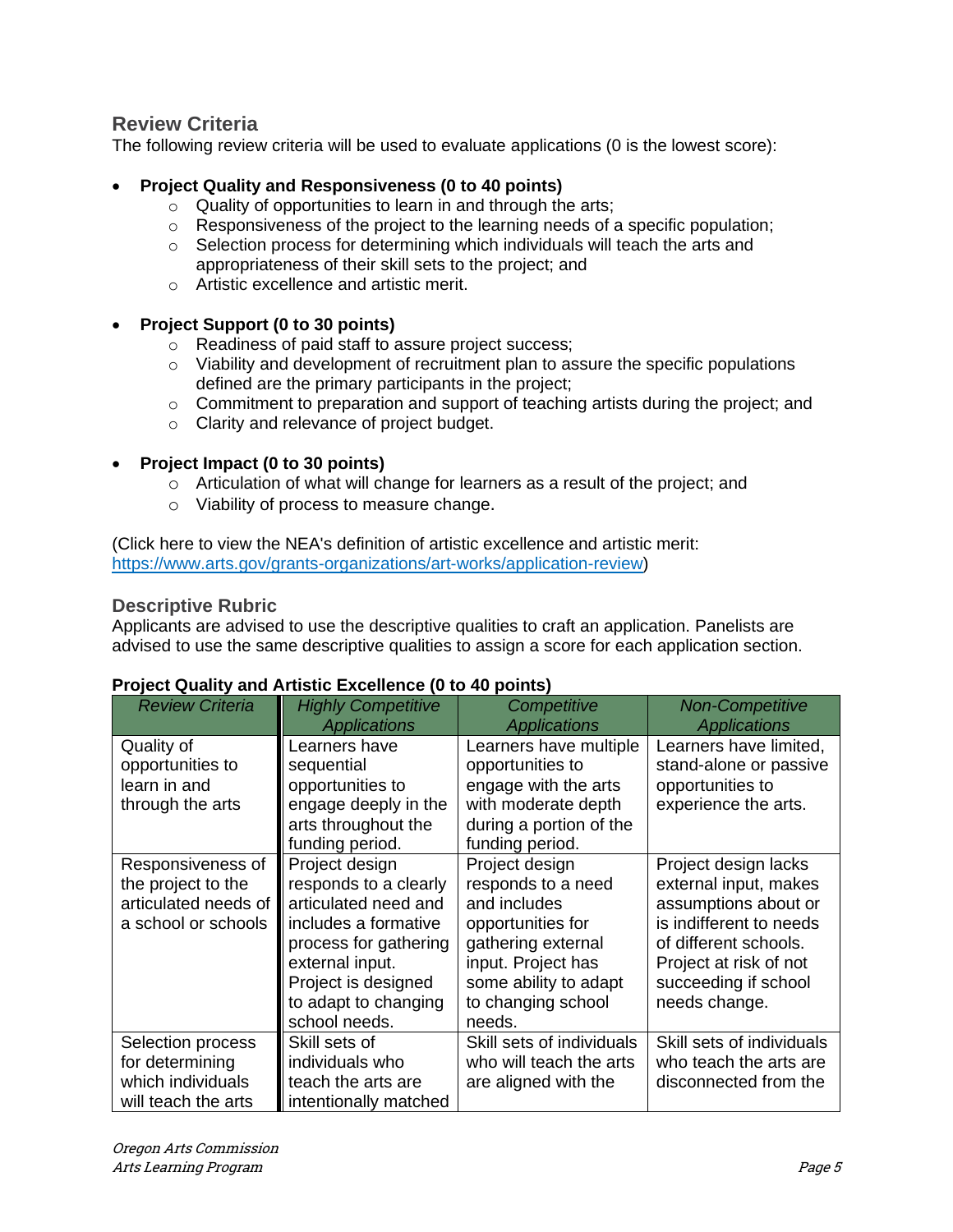## Review Criteria

The following review criteria will be used to evaluate applications (0 is the lowest score):

- **Project Quality and Responsiveness (0 to 40 points)**
    - Quality of opportunities to learn in and through the arts;
    - Responsiveness of the project to the learning needs of a specific population;
    - Selection process for determining which individuals will teach the arts and appropriateness of their skill sets to the project; and
    - Artistic excellence and artistic merit.

- **Project Support (0 to 30 points)**
    - Readiness of paid staff to assure project success;
    - Viability and development of recruitment plan to assure the specific populations defined are the primary participants in the project;
    - Commitment to preparation and support of teaching artists during the project; and
    - Clarity and relevance of project budget.

- **Project Impact (0 to 30 points)**
    - Articulation of what will change for learners as a result of the project; and
    - Viability of process to measure change.

(Click here to view the NEA's definition of artistic excellence and artistic merit: https://www.arts.gov/grants-organizations/art-works/application-review)

## Descriptive Rubric

Applicants are advised to use the descriptive qualities to craft an application. Panelists are advised to use the same descriptive qualities to assign a score for each application section.

**Project Quality and Artistic Excellence (0 to 40 points)**

| *Review Criteria* | *Highly Competitive Applications* | *Competitive Applications* | *Non-Competitive Applications* |
|---|---|---|---|
| Quality of opportunities to learn in and through the arts | Learners have sequential opportunities to engage deeply in the arts throughout the funding period. | Learners have multiple opportunities to engage with the arts with moderate depth during a portion of the funding period. | Learners have limited, stand-alone or passive opportunities to experience the arts. |
| Responsiveness of the project to the articulated needs of a school or schools | Project design responds to a clearly articulated need and includes a formative process for gathering external input. Project is designed to adapt to changing school needs. | Project design responds to a need and includes opportunities for gathering external input. Project has some ability to adapt to changing school needs. | Project design lacks external input, makes assumptions about or is indifferent to needs of different schools. Project at risk of not succeeding if school needs change. |
| Selection process for determining which individuals will teach the arts | Skill sets of individuals who teach the arts are intentionally matched | Skill sets of individuals who will teach the arts are aligned with the | Skill sets of individuals who teach the arts are disconnected from the |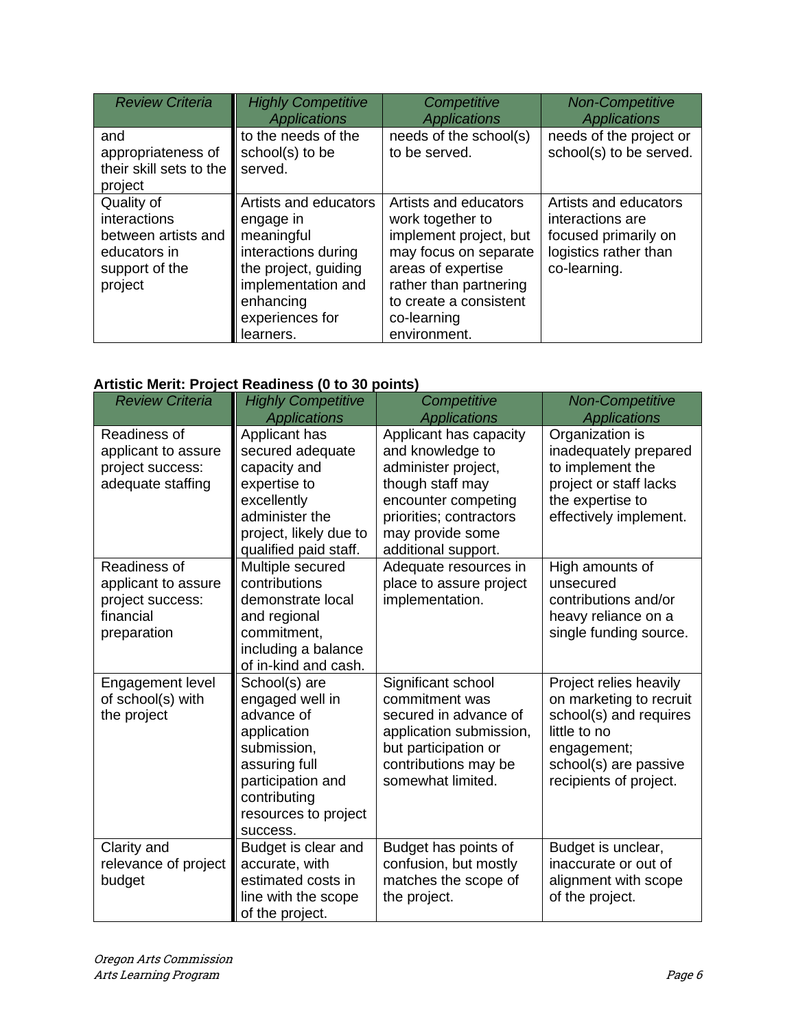| Review Criteria | Highly Competitive Applications | Competitive Applications | Non-Competitive Applications |
|---|---|---|---|
| and appropriateness of their skill sets to the project | to the needs of the school(s) to be served. | needs of the school(s) to be served. | needs of the project or school(s) to be served. |
| Quality of interactions between artists and educators in support of the project | Artists and educators engage in meaningful interactions during the project, guiding implementation and enhancing experiences for learners. | Artists and educators work together to implement project, but may focus on separate areas of expertise rather than partnering to create a consistent co-learning environment. | Artists and educators interactions are focused primarily on logistics rather than co-learning. |

**Artistic Merit: Project Readiness (0 to 30 points)**

| Review Criteria | Highly Competitive Applications | Competitive Applications | Non-Competitive Applications |
|---|---|---|---|
| Readiness of applicant to assure project success: adequate staffing | Applicant has secured adequate capacity and expertise to excellently administer the project, likely due to qualified paid staff. | Applicant has capacity and knowledge to administer project, though staff may encounter competing priorities; contractors may provide some additional support. | Organization is inadequately prepared to implement the project or staff lacks the expertise to effectively implement. |
| Readiness of applicant to assure project success: financial preparation | Multiple secured contributions demonstrate local and regional commitment, including a balance of in-kind and cash. | Adequate resources in place to assure project implementation. | High amounts of unsecured contributions and/or heavy reliance on a single funding source. |
| Engagement level of school(s) with the project | School(s) are engaged well in advance of application submission, assuring full participation and contributing resources to project success. | Significant school commitment was secured in advance of application submission, but participation or contributions may be somewhat limited. | Project relies heavily on marketing to recruit school(s) and requires little to no engagement; school(s) are passive recipients of project. |
| Clarity and relevance of project budget | Budget is clear and accurate, with estimated costs in line with the scope of the project. | Budget has points of confusion, but mostly matches the scope of the project. | Budget is unclear, inaccurate or out of alignment with scope of the project. |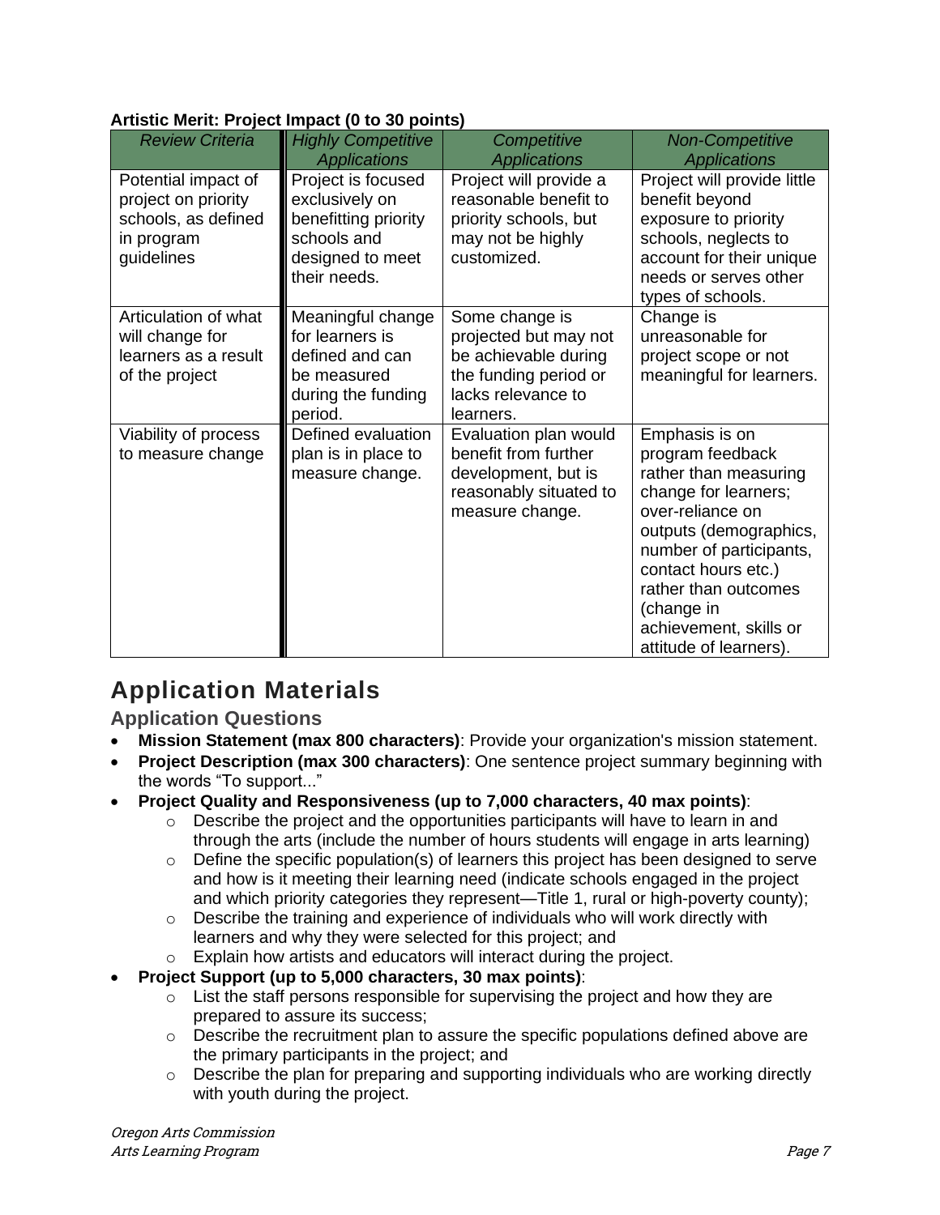**Artistic Merit: Project Impact (0 to 30 points)**

| *Review Criteria* | *Highly Competitive Applications* | *Competitive Applications* | *Non-Competitive Applications* |
|---|---|---|---|
| Potential impact of project on priority schools, as defined in program guidelines | Project is focused exclusively on benefitting priority schools and designed to meet their needs. | Project will provide a reasonable benefit to priority schools, but may not be highly customized. | Project will provide little benefit beyond exposure to priority schools, neglects to account for their unique needs or serves other types of schools. |
| Articulation of what will change for learners as a result of the project | Meaningful change for learners is defined and can be measured during the funding period. | Some change is projected but may not be achievable during the funding period or lacks relevance to learners. | Change is unreasonable for project scope or not meaningful for learners. |
| Viability of process to measure change | Defined evaluation plan is in place to measure change. | Evaluation plan would benefit from further development, but is reasonably situated to measure change. | Emphasis is on program feedback rather than measuring change for learners; over-reliance on outputs (demographics, number of participants, contact hours etc.) rather than outcomes (change in achievement, skills or attitude of learners). |

# Application Materials

## Application Questions

- **Mission Statement (max 800 characters)**: Provide your organization's mission statement.
- **Project Description (max 300 characters)**: One sentence project summary beginning with the words "To support..."
- **Project Quality and Responsiveness (up to 7,000 characters, 40 max points)**:
  - Describe the project and the opportunities participants will have to learn in and through the arts (include the number of hours students will engage in arts learning)
  - Define the specific population(s) of learners this project has been designed to serve and how is it meeting their learning need (indicate schools engaged in the project and which priority categories they represent—Title 1, rural or high-poverty county);
  - Describe the training and experience of individuals who will work directly with learners and why they were selected for this project; and
  - Explain how artists and educators will interact during the project.
- **Project Support (up to 5,000 characters, 30 max points)**:
  - List the staff persons responsible for supervising the project and how they are prepared to assure its success;
  - Describe the recruitment plan to assure the specific populations defined above are the primary participants in the project; and
  - Describe the plan for preparing and supporting individuals who are working directly with youth during the project.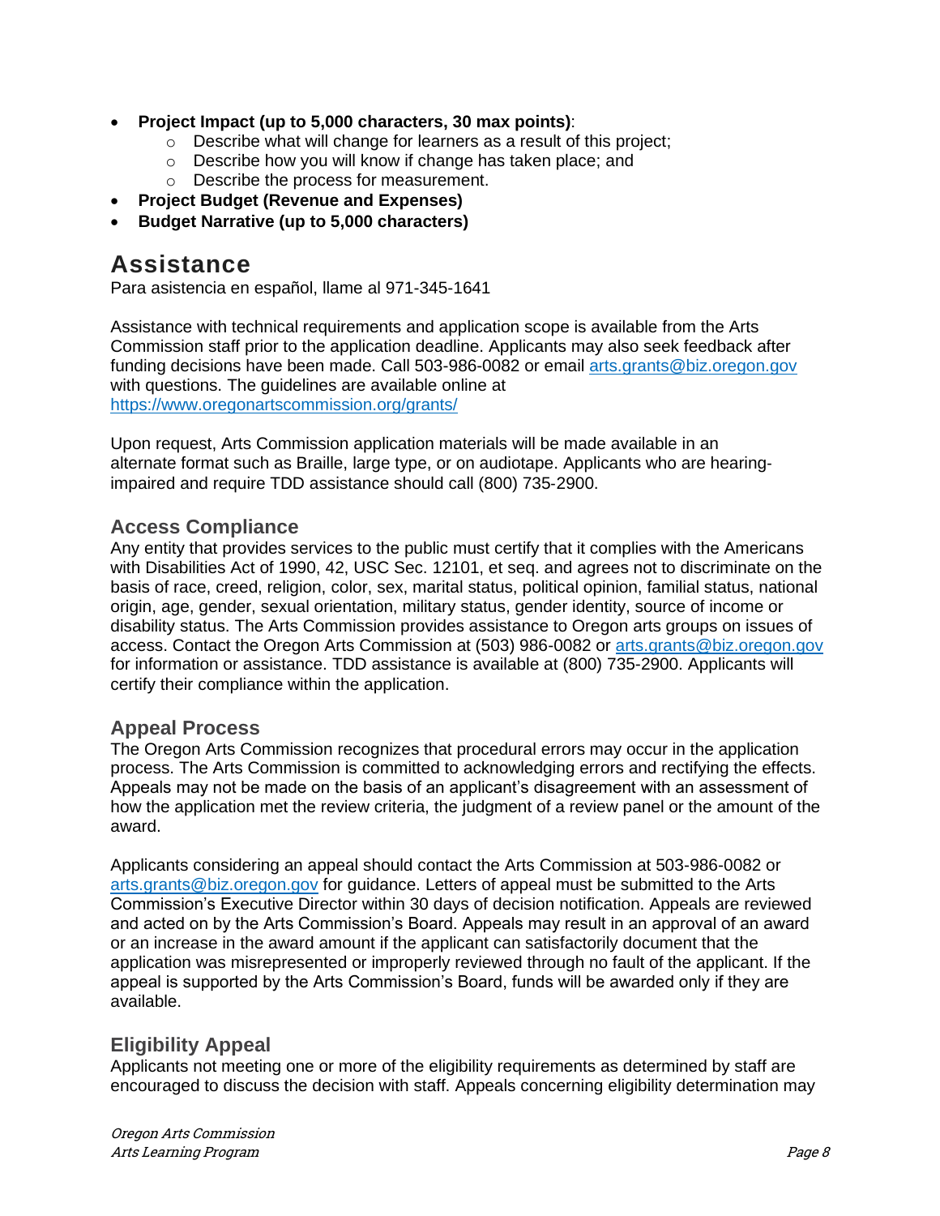- **Project Impact (up to 5,000 characters, 30 max points)**:
  - Describe what will change for learners as a result of this project;
  - Describe how you will know if change has taken place; and
  - Describe the process for measurement.
- **Project Budget (Revenue and Expenses)**
- **Budget Narrative (up to 5,000 characters)**

# Assistance

Para asistencia en español, llame al 971-345-1641

Assistance with technical requirements and application scope is available from the Arts Commission staff prior to the application deadline. Applicants may also seek feedback after funding decisions have been made. Call 503-986-0082 or email [arts.grants@biz.oregon.gov](mailto:arts.grants@biz.oregon.gov) with questions. The guidelines are available online at [https://www.oregonartscommission.org/grants/](https://www.oregonartscommission.org/grants/)

Upon request, Arts Commission application materials will be made available in an alternate format such as Braille, large type, or on audiotape. Applicants who are hearing-impaired and require TDD assistance should call (800) 735-2900.

## Access Compliance

Any entity that provides services to the public must certify that it complies with the Americans with Disabilities Act of 1990, 42, USC Sec. 12101, et seq. and agrees not to discriminate on the basis of race, creed, religion, color, sex, marital status, political opinion, familial status, national origin, age, gender, sexual orientation, military status, gender identity, source of income or disability status. The Arts Commission provides assistance to Oregon arts groups on issues of access. Contact the Oregon Arts Commission at (503) 986-0082 or [arts.grants@biz.oregon.gov](mailto:arts.grants@biz.oregon.gov) for information or assistance. TDD assistance is available at (800) 735-2900. Applicants will certify their compliance within the application.

## Appeal Process

The Oregon Arts Commission recognizes that procedural errors may occur in the application process. The Arts Commission is committed to acknowledging errors and rectifying the effects. Appeals may not be made on the basis of an applicant's disagreement with an assessment of how the application met the review criteria, the judgment of a review panel or the amount of the award.

Applicants considering an appeal should contact the Arts Commission at 503-986-0082 or [arts.grants@biz.oregon.gov](mailto:arts.grants@biz.oregon.gov) for guidance. Letters of appeal must be submitted to the Arts Commission's Executive Director within 30 days of decision notification. Appeals are reviewed and acted on by the Arts Commission's Board. Appeals may result in an approval of an award or an increase in the award amount if the applicant can satisfactorily document that the application was misrepresented or improperly reviewed through no fault of the applicant. If the appeal is supported by the Arts Commission's Board, funds will be awarded only if they are available.

## Eligibility Appeal

Applicants not meeting one or more of the eligibility requirements as determined by staff are encouraged to discuss the decision with staff. Appeals concerning eligibility determination may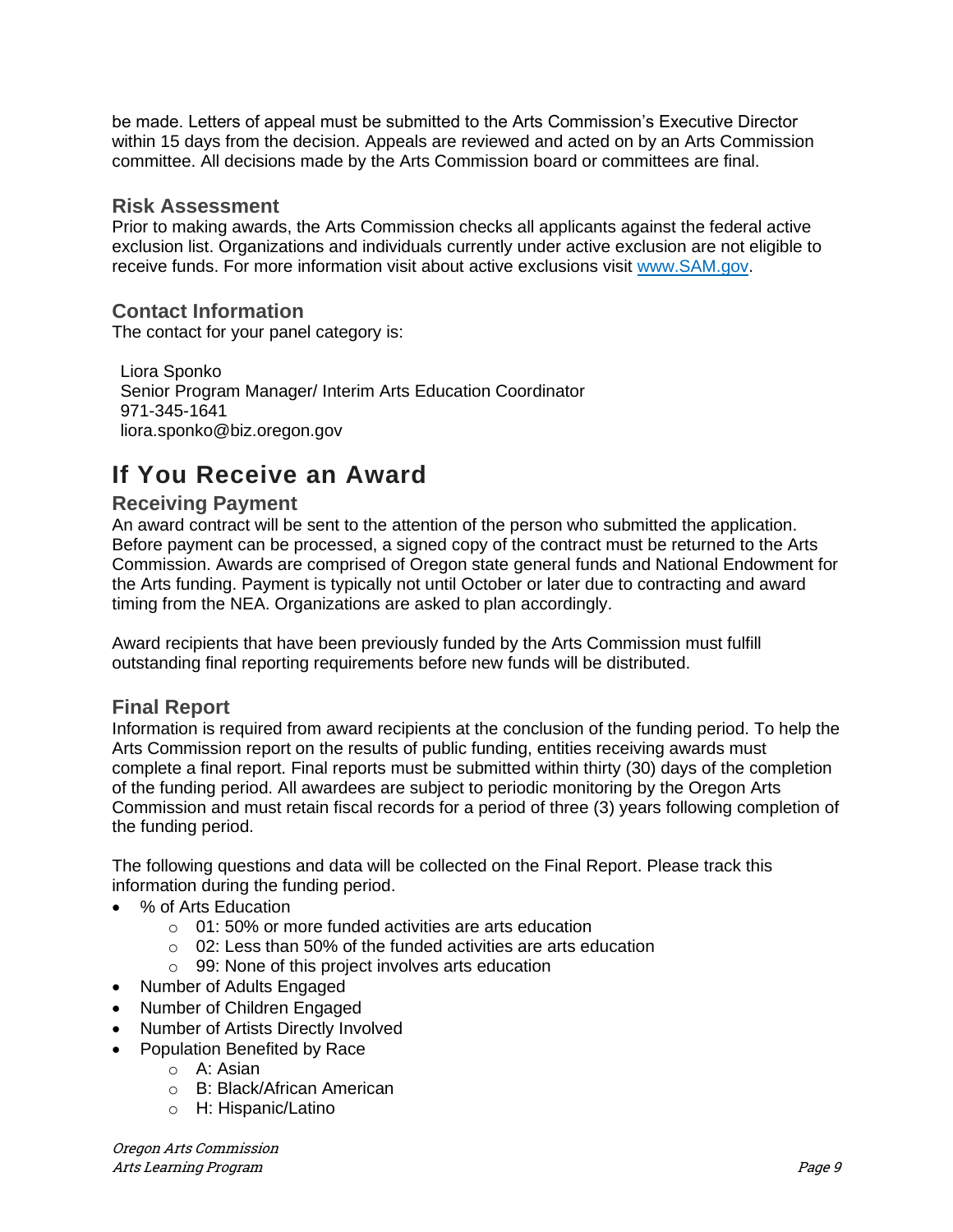be made. Letters of appeal must be submitted to the Arts Commission's Executive Director within 15 days from the decision. Appeals are reviewed and acted on by an Arts Commission committee. All decisions made by the Arts Commission board or committees are final.

### Risk Assessment

Prior to making awards, the Arts Commission checks all applicants against the federal active exclusion list. Organizations and individuals currently under active exclusion are not eligible to receive funds. For more information visit about active exclusions visit [www.SAM.gov](http://www.SAM.gov).

### Contact Information

The contact for your panel category is:

Liora Sponko
Senior Program Manager/ Interim Arts Education Coordinator
971-345-1641
liora.sponko@biz.oregon.gov

## If You Receive an Award

### Receiving Payment

An award contract will be sent to the attention of the person who submitted the application. Before payment can be processed, a signed copy of the contract must be returned to the Arts Commission. Awards are comprised of Oregon state general funds and National Endowment for the Arts funding. Payment is typically not until October or later due to contracting and award timing from the NEA. Organizations are asked to plan accordingly.

Award recipients that have been previously funded by the Arts Commission must fulfill outstanding final reporting requirements before new funds will be distributed.

### Final Report

Information is required from award recipients at the conclusion of the funding period. To help the Arts Commission report on the results of public funding, entities receiving awards must complete a final report. Final reports must be submitted within thirty (30) days of the completion of the funding period. All awardees are subject to periodic monitoring by the Oregon Arts Commission and must retain fiscal records for a period of three (3) years following completion of the funding period.

The following questions and data will be collected on the Final Report. Please track this information during the funding period.

- % of Arts Education
  - 01: 50% or more funded activities are arts education
  - 02: Less than 50% of the funded activities are arts education
  - 99: None of this project involves arts education
- Number of Adults Engaged
- Number of Children Engaged
- Number of Artists Directly Involved
- Population Benefited by Race
  - A: Asian
  - B: Black/African American
  - H: Hispanic/Latino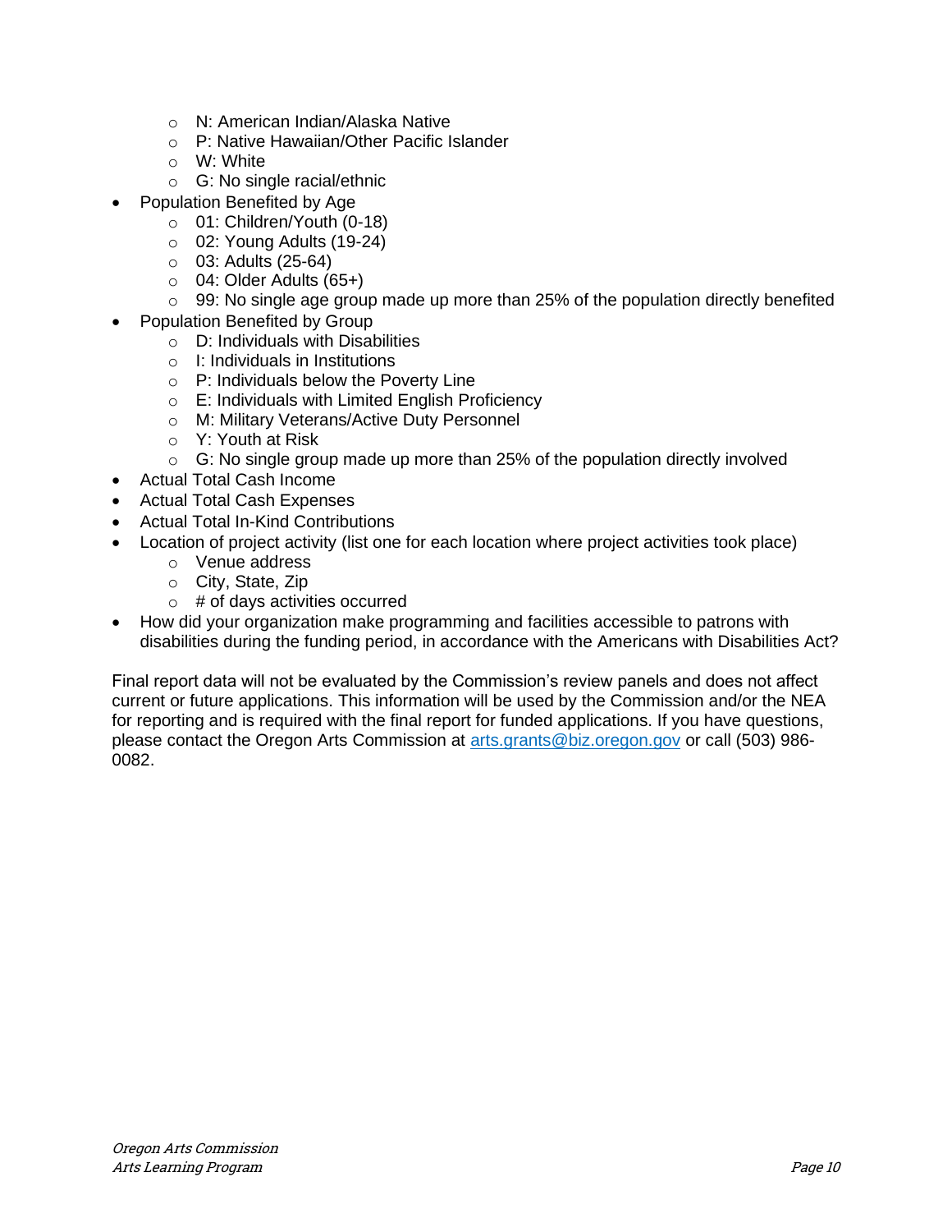- N: American Indian/Alaska Native
   - P: Native Hawaiian/Other Pacific Islander
   - W: White
   - G: No single racial/ethnic
- Population Benefited by Age
   - 01: Children/Youth (0-18)
   - 02: Young Adults (19-24)
   - 03: Adults (25-64)
   - 04: Older Adults (65+)
   - 99: No single age group made up more than 25% of the population directly benefited
- Population Benefited by Group
   - D: Individuals with Disabilities
   - I: Individuals in Institutions
   - P: Individuals below the Poverty Line
   - E: Individuals with Limited English Proficiency
   - M: Military Veterans/Active Duty Personnel
   - Y: Youth at Risk
   - G: No single group made up more than 25% of the population directly involved
- Actual Total Cash Income
- Actual Total Cash Expenses
- Actual Total In-Kind Contributions
- Location of project activity (list one for each location where project activities took place)
   - Venue address
   - City, State, Zip
   - # of days activities occurred
- How did your organization make programming and facilities accessible to patrons with disabilities during the funding period, in accordance with the Americans with Disabilities Act?

Final report data will not be evaluated by the Commission's review panels and does not affect current or future applications. This information will be used by the Commission and/or the NEA for reporting and is required with the final report for funded applications. If you have questions, please contact the Oregon Arts Commission at arts.grants@biz.oregon.gov or call (503) 986-0082.